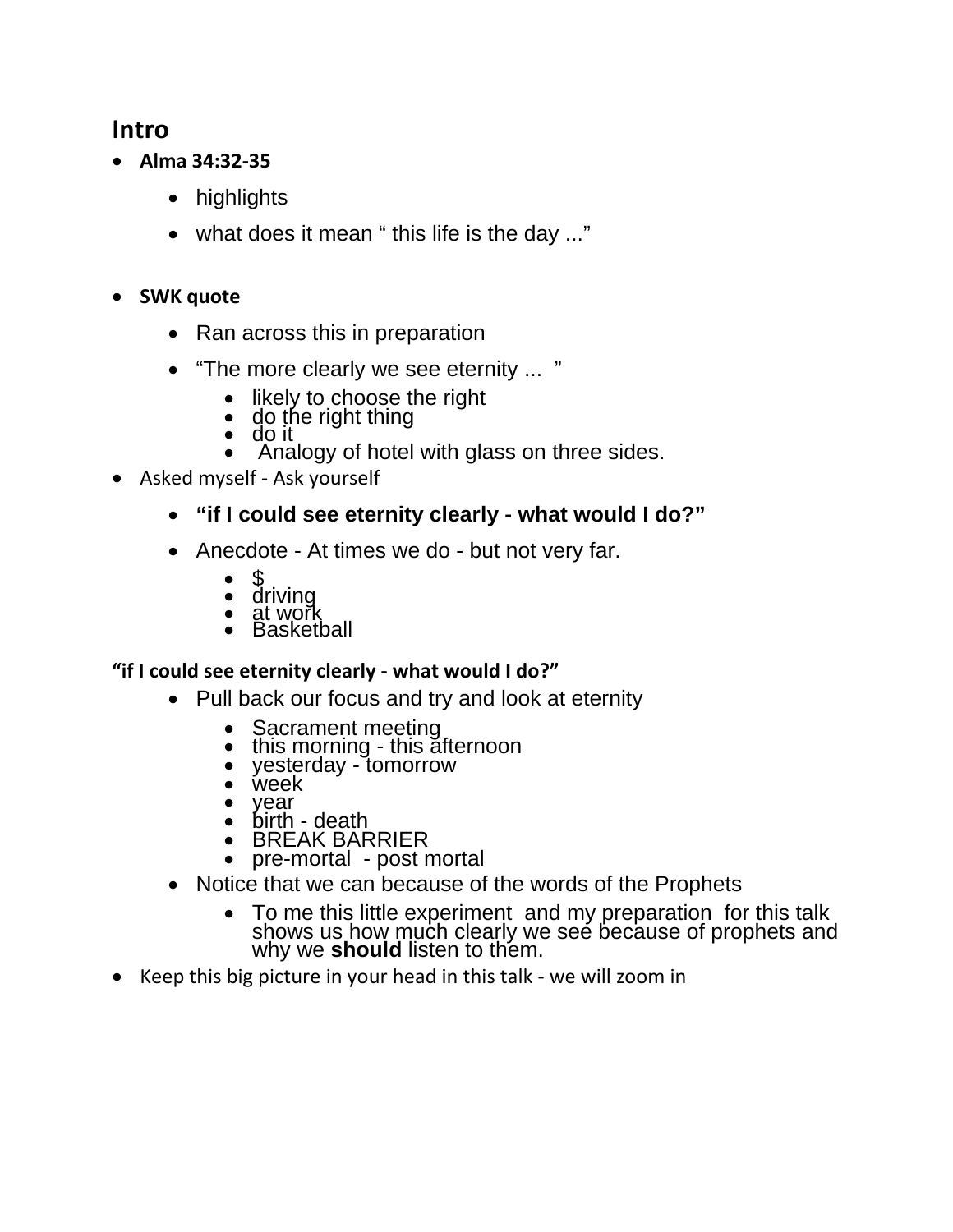## Intro

- **Alma 34:32-35**
    - highlights
    - what does it mean " this life is the day ..."

- **SWK quote**
    - Ran across this in preparation
    - "The more clearly we see eternity ... "
        - likely to choose the right
        - do the right thing
        - do it
        - Analogy of hotel with glass on three sides.
- Asked myself - Ask yourself
    - **"if I could see eternity clearly - what would I do?"**
    - Anecdote - At times we do - but not very far.
        - $
        - driving
        - at work
        - Basketball

**"if I could see eternity clearly - what would I do?"**

- Pull back our focus and try and look at eternity
    - Sacrament meeting
    - this morning - this afternoon
    - yesterday - tomorrow
    - week
    - year
    - birth - death
    - BREAK BARRIER
    - pre-mortal - post mortal
- Notice that we can because of the words of the Prophets
    - To me this little experiment and my preparation for this talk shows us how much clearly we see because of prophets and why we **should** listen to them.
- Keep this big picture in your head in this talk - we will zoom in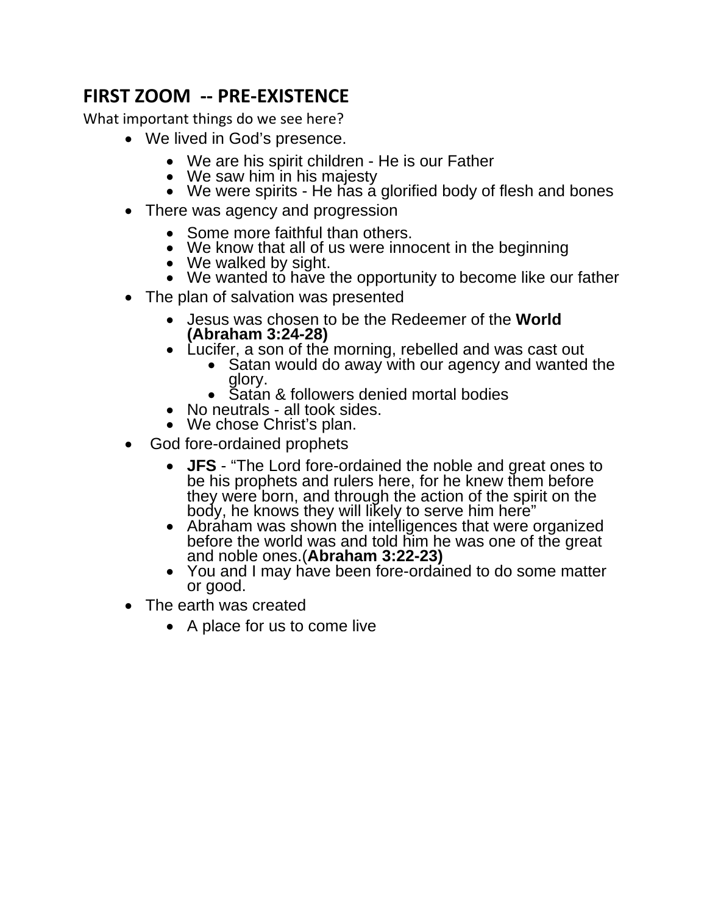## FIRST ZOOM -- PRE-EXISTENCE

What important things do we see here?

- We lived in God's presence.
  - We are his spirit children - He is our Father
  - We saw him in his majesty
  - We were spirits - He has a glorified body of flesh and bones
- There was agency and progression
  - Some more faithful than others.
  - We know that all of us were innocent in the beginning
  - We walked by sight.
  - We wanted to have the opportunity to become like our father
- The plan of salvation was presented
  - Jesus was chosen to be the Redeemer of the **World (Abraham 3:24-28)**
  - Lucifer, a son of the morning, rebelled and was cast out
    - Satan would do away with our agency and wanted the glory.
    - Satan & followers denied mortal bodies
  - No neutrals - all took sides.
  - We chose Christ's plan.
- God fore-ordained prophets
  - **JFS** - "The Lord fore-ordained the noble and great ones to be his prophets and rulers here, for he knew them before they were born, and through the action of the spirit on the body, he knows they will likely to serve him here"
  - Abraham was shown the intelligences that were organized before the world was and told him he was one of the great and noble ones.(**Abraham 3:22-23)**
  - You and I may have been fore-ordained to do some matter or good.
- The earth was created
  - A place for us to come live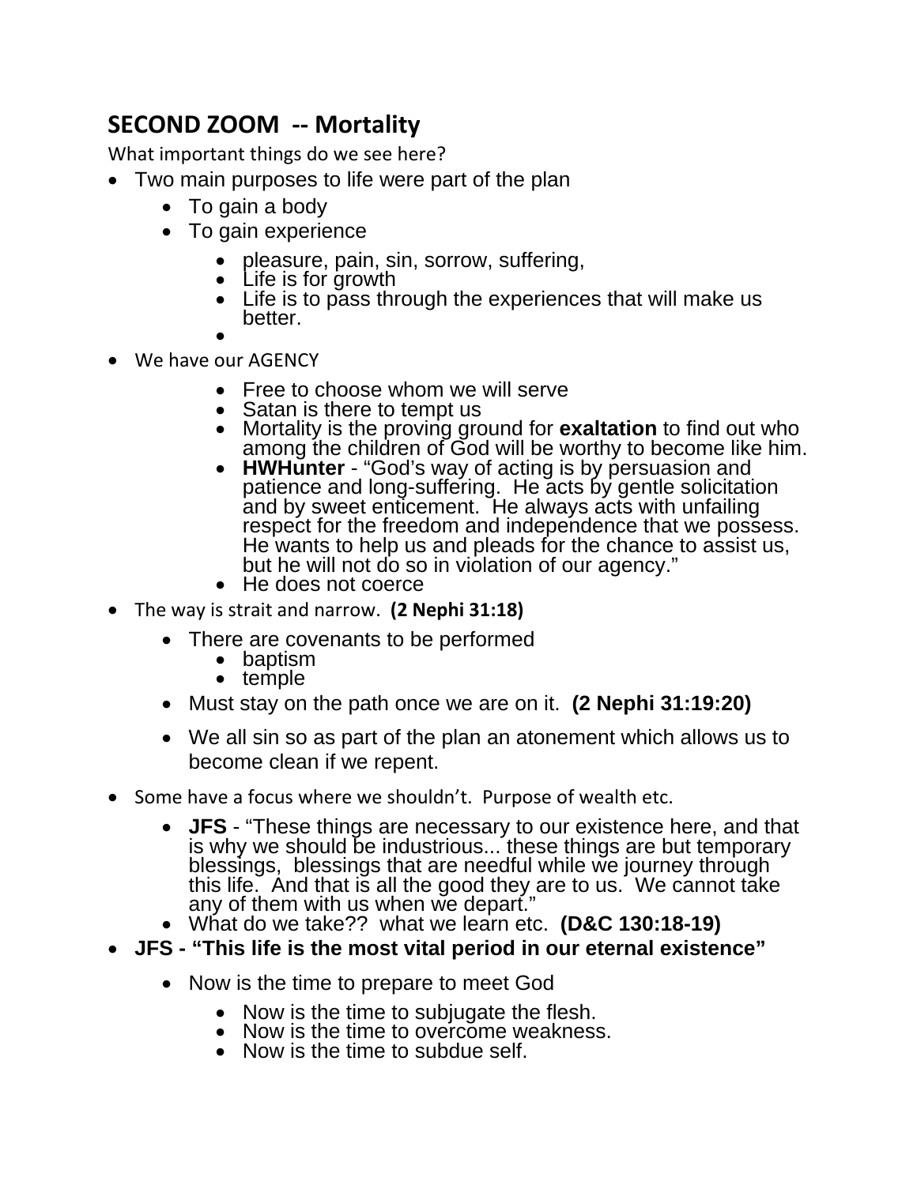## SECOND ZOOM -- Mortality

What important things do we see here?

- Two main purposes to life were part of the plan
  - To gain a body
  - To gain experience
    - pleasure, pain, sin, sorrow, suffering,
    - Life is for growth
    - Life is to pass through the experiences that will make us better.
    - 
- We have our AGENCY
    - Free to choose whom we will serve
    - Satan is there to tempt us
    - Mortality is the proving ground for **exaltation** to find out who among the children of God will be worthy to become like him.
    - **HWHunter** - "God's way of acting is by persuasion and patience and long-suffering. He acts by gentle solicitation and by sweet enticement. He always acts with unfailing respect for the freedom and independence that we possess. He wants to help us and pleads for the chance to assist us, but he will not do so in violation of our agency."
    - He does not coerce
- The way is strait and narrow. **(2 Nephi 31:18)**
  - There are covenants to be performed
    - baptism
    - temple
  - Must stay on the path once we are on it. **(2 Nephi 31:19:20)**
  - We all sin so as part of the plan an atonement which allows us to become clean if we repent.
- Some have a focus where we shouldn't. Purpose of wealth etc.
  - **JFS** - "These things are necessary to our existence here, and that is why we should be industrious... these things are but temporary blessings, blessings that are needful while we journey through this life. And that is all the good they are to us. We cannot take any of them with us when we depart."
  - What do we take?? what we learn etc. **(D&C 130:18-19)**
- **JFS - "This life is the most vital period in our eternal existence"**
  - Now is the time to prepare to meet God
    - Now is the time to subjugate the flesh.
    - Now is the time to overcome weakness.
    - Now is the time to subdue self.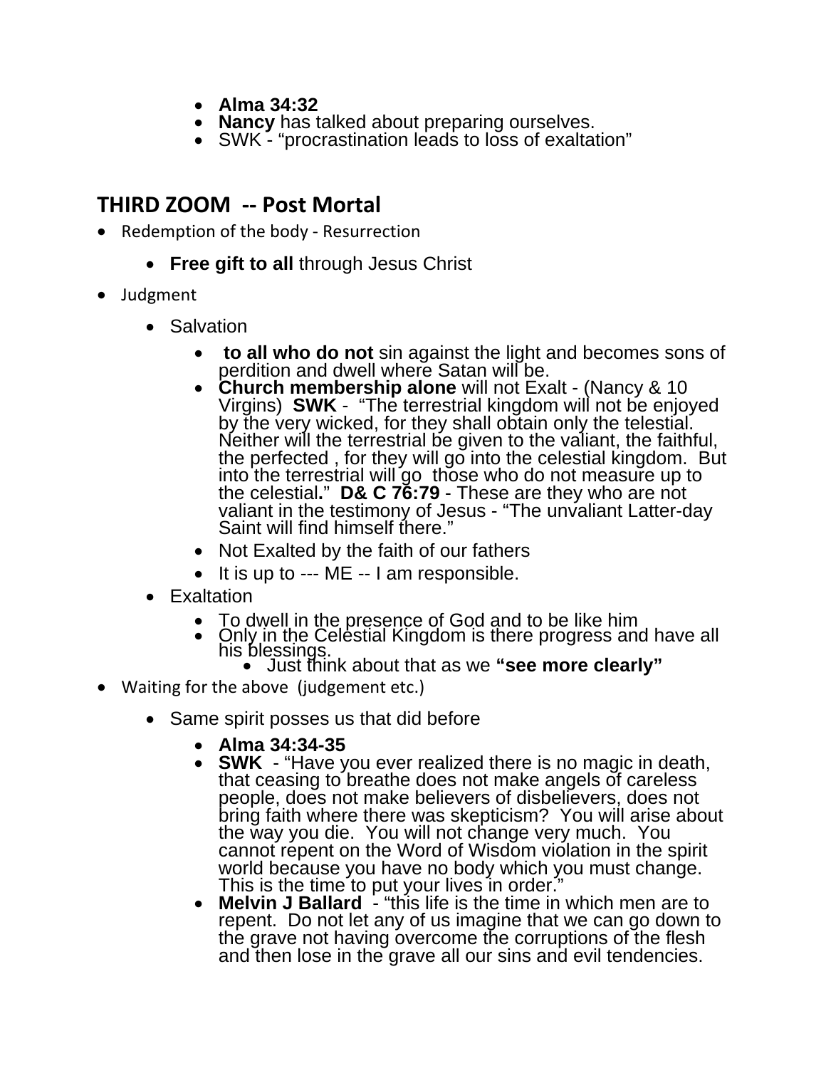- **Alma 34:32**
- **Nancy** has talked about preparing ourselves.
- SWK - "procrastination leads to loss of exaltation"

## THIRD ZOOM -- Post Mortal

- Redemption of the body - Resurrection
  - **Free gift to all** through Jesus Christ
- Judgment
  - Salvation
    - **to all who do not** sin against the light and becomes sons of perdition and dwell where Satan will be.
    - **Church membership alone** will not Exalt - (Nancy & 10 Virgins) **SWK** - "The terrestrial kingdom will not be enjoyed by the very wicked, for they shall obtain only the telestial. Neither will the terrestrial be given to the valiant, the faithful, the perfected , for they will go into the celestial kingdom. But into the terrestrial will go those who do not measure up to the celestial**.**" **D& C 76:79** - These are they who are not valiant in the testimony of Jesus - "The unvaliant Latter-day Saint will find himself there."
    - Not Exalted by the faith of our fathers
    - It is up to --- ME -- I am responsible.
  - Exaltation
    - To dwell in the presence of God and to be like him
    - Only in the Celestial Kingdom is there progress and have all his blessings.
      - Just think about that as we **"see more clearly"**
- Waiting for the above (judgement etc.)
  - Same spirit posses us that did before
    - **Alma 34:34-35**
    - **SWK** - "Have you ever realized there is no magic in death, that ceasing to breathe does not make angels of careless people, does not make believers of disbelievers, does not bring faith where there was skepticism? You will arise about the way you die. You will not change very much. You cannot repent on the Word of Wisdom violation in the spirit world because you have no body which you must change. This is the time to put your lives in order."
    - **Melvin J Ballard** - "this life is the time in which men are to repent. Do not let any of us imagine that we can go down to the grave not having overcome the corruptions of the flesh and then lose in the grave all our sins and evil tendencies.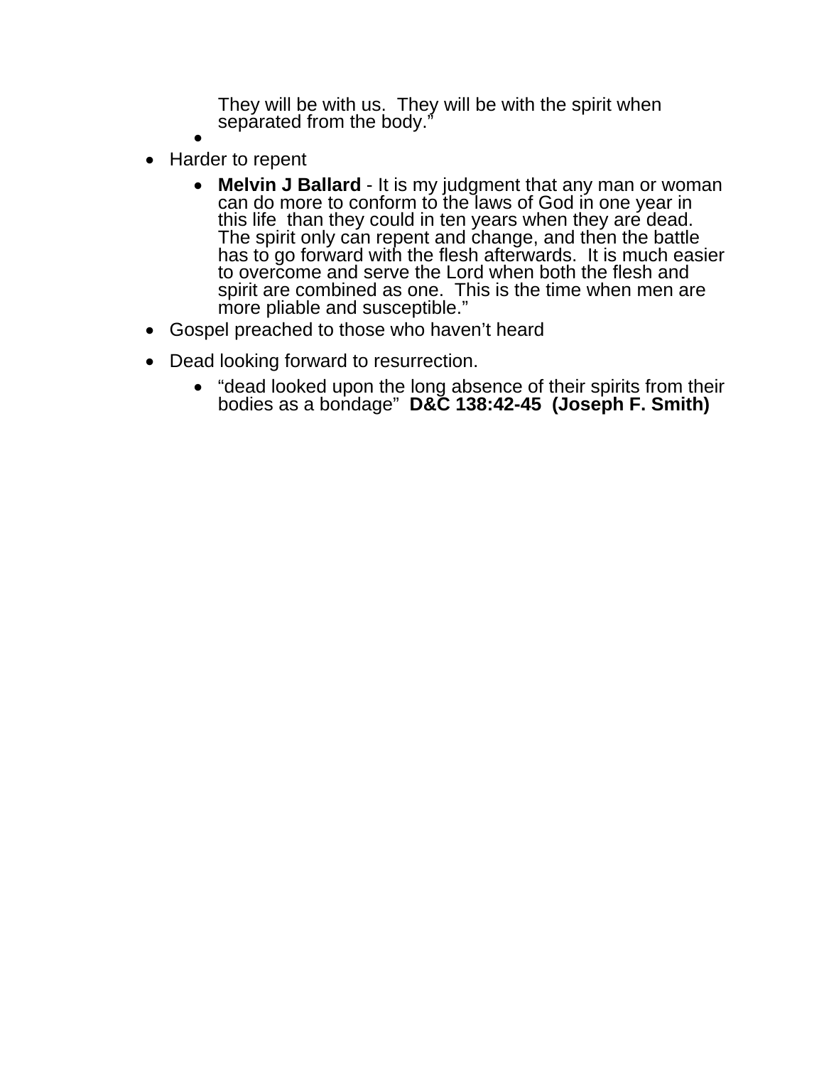They will be with us. They will be with the spirit when separated from the body."

  -

- Harder to repent
  - **Melvin J Ballard** - It is my judgment that any man or woman can do more to conform to the laws of God in one year in this life than they could in ten years when they are dead. The spirit only can repent and change, and then the battle has to go forward with the flesh afterwards. It is much easier to overcome and serve the Lord when both the flesh and spirit are combined as one. This is the time when men are more pliable and susceptible."
- Gospel preached to those who haven't heard
- Dead looking forward to resurrection.
  - "dead looked upon the long absence of their spirits from their bodies as a bondage" **D&C 138:42-45 (Joseph F. Smith)**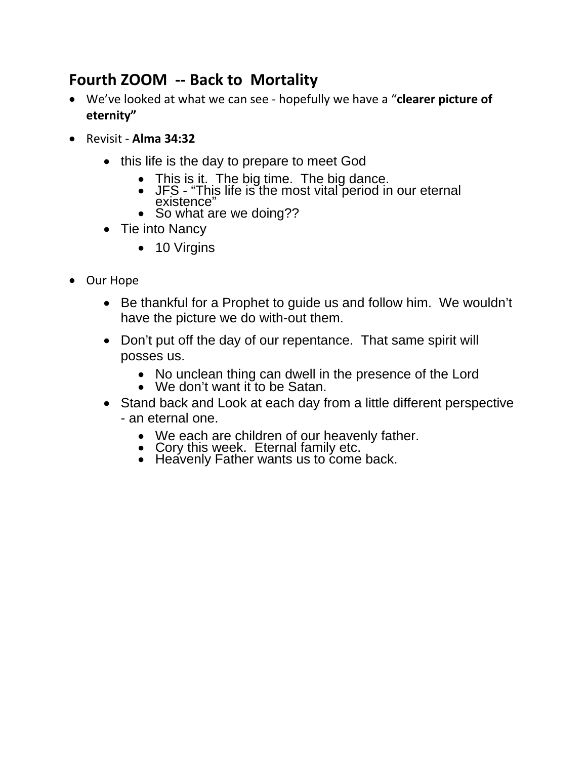## Fourth ZOOM -- Back to Mortality

- We've looked at what we can see - hopefully we have a "**clearer picture of eternity"**
- Revisit - **Alma 34:32**
    - this life is the day to prepare to meet God
        - This is it. The big time. The big dance.
        - JFS - "This life is the most vital period in our eternal existence"
        - So what are we doing??
    - Tie into Nancy
        - 10 Virgins
- Our Hope
    - Be thankful for a Prophet to guide us and follow him. We wouldn't have the picture we do with-out them.
    - Don't put off the day of our repentance. That same spirit will posses us.
        - No unclean thing can dwell in the presence of the Lord
        - We don't want it to be Satan.
    - Stand back and Look at each day from a little different perspective - an eternal one.
        - We each are children of our heavenly father.
        - Cory this week. Eternal family etc.
        - Heavenly Father wants us to come back.